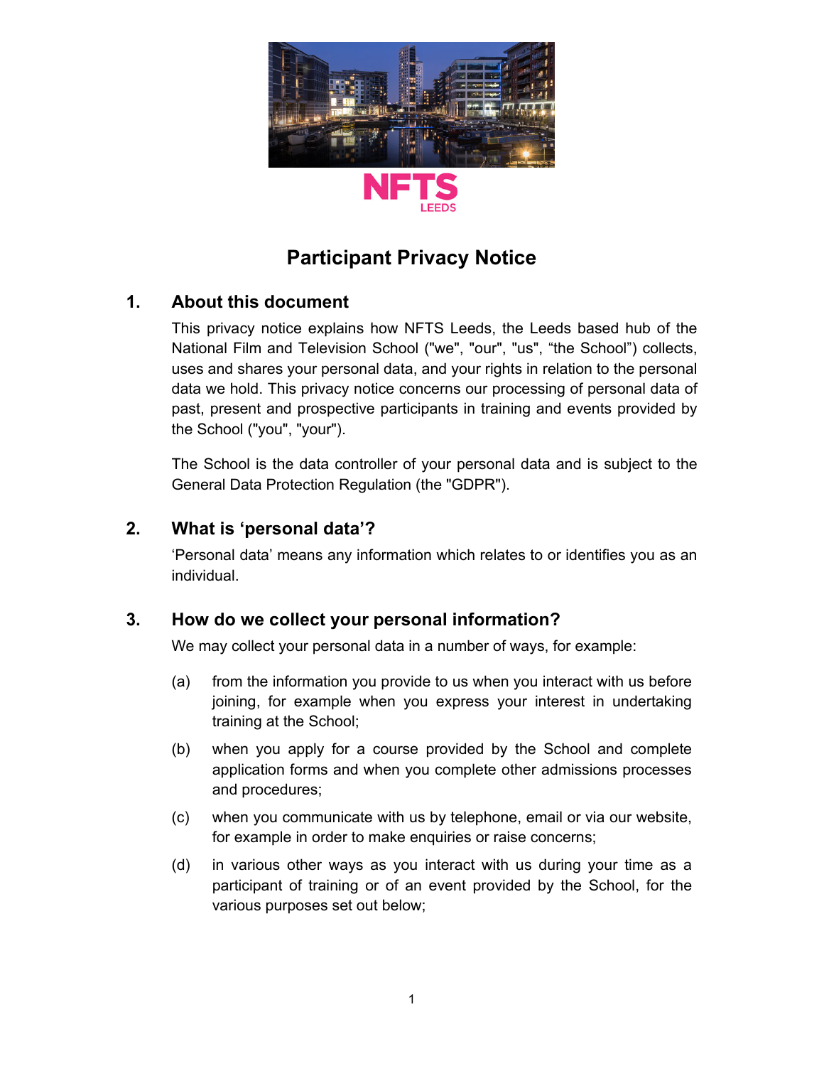NFTS LEEDS

# Participant Privacy Notice

## 1. About this document

This privacy notice explains how NFTS Leeds, the Leeds based hub of the National Film and Television School ("we", "our", "us", “the School”) collects, uses and shares your personal data, and your rights in relation to the personal data we hold. This privacy notice concerns our processing of personal data of past, present and prospective participants in training and events provided by the School ("you", "your").

The School is the data controller of your personal data and is subject to the General Data Protection Regulation (the "GDPR").

## 2. What is ‘personal data’?

‘Personal data’ means any information which relates to or identifies you as an individual.

## 3. How do we collect your personal information?

We may collect your personal data in a number of ways, for example:

(a) from the information you provide to us when you interact with us before joining, for example when you express your interest in undertaking training at the School;

(b) when you apply for a course provided by the School and complete application forms and when you complete other admissions processes and procedures;

(c) when you communicate with us by telephone, email or via our website, for example in order to make enquiries or raise concerns;

(d) in various other ways as you interact with us during your time as a participant of training or of an event provided by the School, for the various purposes set out below;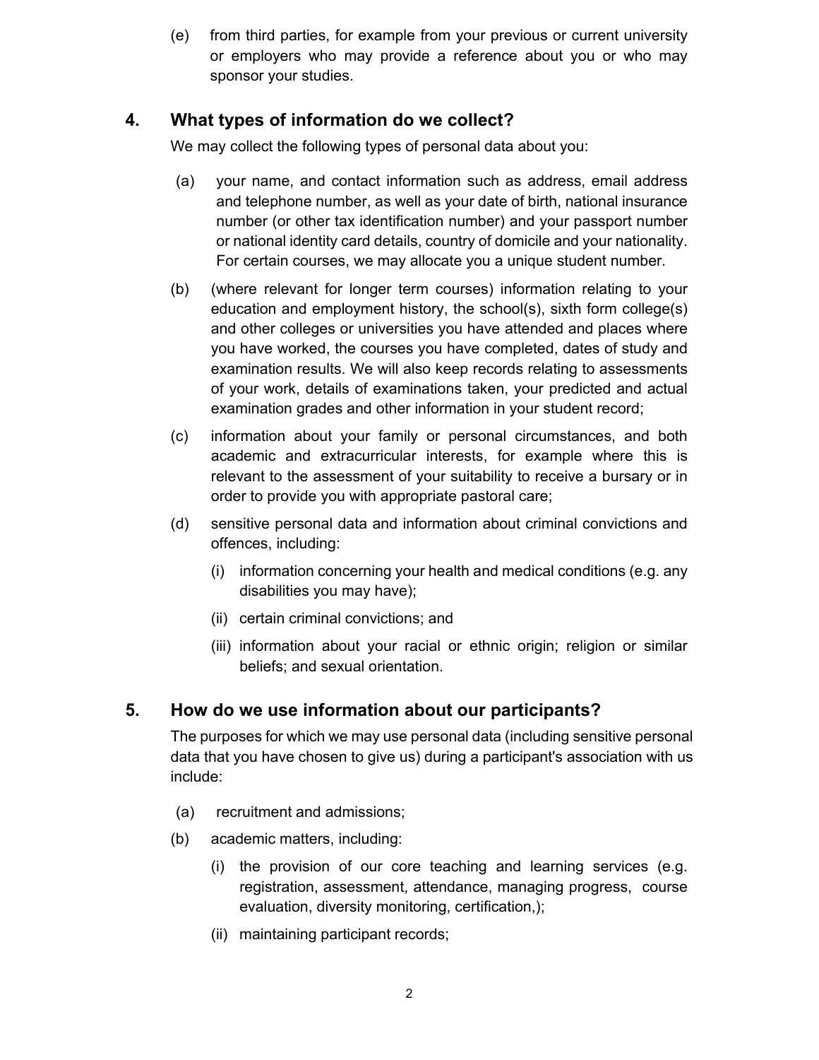(e) from third parties, for example from your previous or current university or employers who may provide a reference about you or who may sponsor your studies.

## 4. What types of information do we collect?

We may collect the following types of personal data about you:

(a) your name, and contact information such as address, email address and telephone number, as well as your date of birth, national insurance number (or other tax identification number) and your passport number or national identity card details, country of domicile and your nationality. For certain courses, we may allocate you a unique student number.

(b) (where relevant for longer term courses) information relating to your education and employment history, the school(s), sixth form college(s) and other colleges or universities you have attended and places where you have worked, the courses you have completed, dates of study and examination results. We will also keep records relating to assessments of your work, details of examinations taken, your predicted and actual examination grades and other information in your student record;

(c) information about your family or personal circumstances, and both academic and extracurricular interests, for example where this is relevant to the assessment of your suitability to receive a bursary or in order to provide you with appropriate pastoral care;

(d) sensitive personal data and information about criminal convictions and offences, including:

  (i) information concerning your health and medical conditions (e.g. any disabilities you may have);

  (ii) certain criminal convictions; and

  (iii) information about your racial or ethnic origin; religion or similar beliefs; and sexual orientation.

## 5. How do we use information about our participants?

The purposes for which we may use personal data (including sensitive personal data that you have chosen to give us) during a participant's association with us include:

(a) recruitment and admissions;

(b) academic matters, including:

  (i) the provision of our core teaching and learning services (e.g. registration, assessment, attendance, managing progress, course evaluation, diversity monitoring, certification,);

  (ii) maintaining participant records;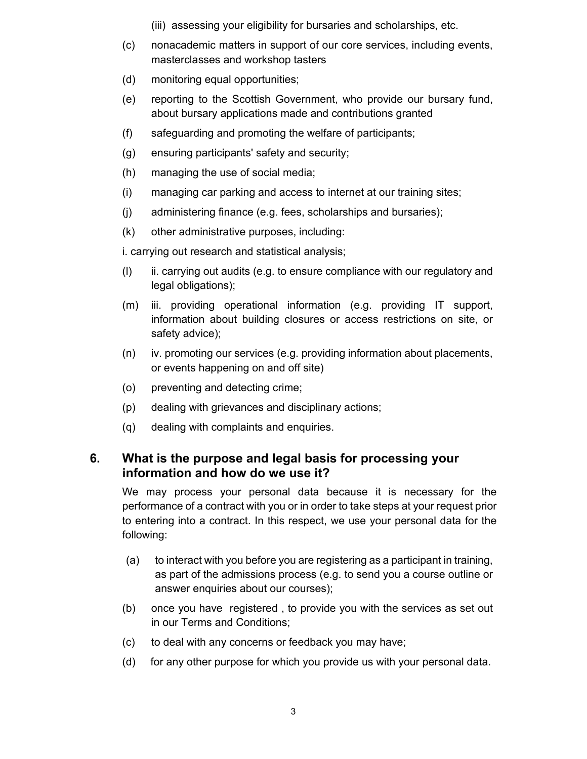(iii) assessing your eligibility for bursaries and scholarships, etc.

(c) nonacademic matters in support of our core services, including events, masterclasses and workshop tasters

(d) monitoring equal opportunities;

(e) reporting to the Scottish Government, who provide our bursary fund, about bursary applications made and contributions granted

(f) safeguarding and promoting the welfare of participants;

(g) ensuring participants' safety and security;

(h) managing the use of social media;

(i) managing car parking and access to internet at our training sites;

(j) administering finance (e.g. fees, scholarships and bursaries);

(k) other administrative purposes, including:

i. carrying out research and statistical analysis;

(l) ii. carrying out audits (e.g. to ensure compliance with our regulatory and legal obligations);

(m) iii. providing operational information (e.g. providing IT support, information about building closures or access restrictions on site, or safety advice);

(n) iv. promoting our services (e.g. providing information about placements, or events happening on and off site)

(o) preventing and detecting crime;

(p) dealing with grievances and disciplinary actions;

(q) dealing with complaints and enquiries.

## 6. What is the purpose and legal basis for processing your information and how do we use it?

We may process your personal data because it is necessary for the performance of a contract with you or in order to take steps at your request prior to entering into a contract. In this respect, we use your personal data for the following:

(a) to interact with you before you are registering as a participant in training, as part of the admissions process (e.g. to send you a course outline or answer enquiries about our courses);

(b) once you have registered , to provide you with the services as set out in our Terms and Conditions;

(c) to deal with any concerns or feedback you may have;

(d) for any other purpose for which you provide us with your personal data.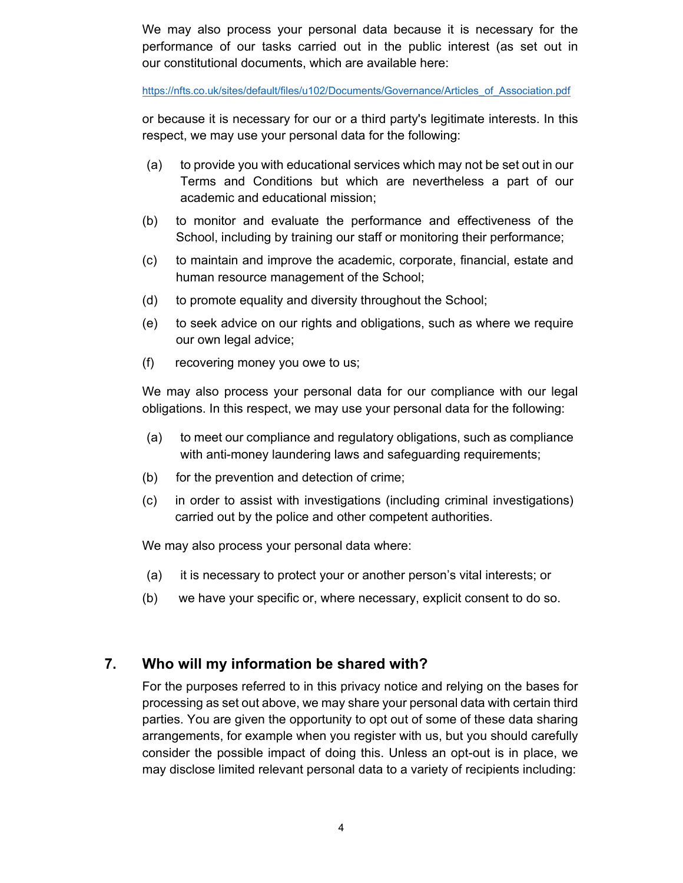We may also process your personal data because it is necessary for the performance of our tasks carried out in the public interest (as set out in our constitutional documents, which are available here:

https://nfts.co.uk/sites/default/files/u102/Documents/Governance/Articles_of_Association.pdf

or because it is necessary for our or a third party's legitimate interests. In this respect, we may use your personal data for the following:

(a) to provide you with educational services which may not be set out in our Terms and Conditions but which are nevertheless a part of our academic and educational mission;

(b) to monitor and evaluate the performance and effectiveness of the School, including by training our staff or monitoring their performance;

(c) to maintain and improve the academic, corporate, financial, estate and human resource management of the School;

(d) to promote equality and diversity throughout the School;

(e) to seek advice on our rights and obligations, such as where we require our own legal advice;

(f) recovering money you owe to us;

We may also process your personal data for our compliance with our legal obligations. In this respect, we may use your personal data for the following:

(a) to meet our compliance and regulatory obligations, such as compliance with anti-money laundering laws and safeguarding requirements;

(b) for the prevention and detection of crime;

(c) in order to assist with investigations (including criminal investigations) carried out by the police and other competent authorities.

We may also process your personal data where:

(a) it is necessary to protect your or another person's vital interests; or

(b) we have your specific or, where necessary, explicit consent to do so.

## 7. Who will my information be shared with?

For the purposes referred to in this privacy notice and relying on the bases for processing as set out above, we may share your personal data with certain third parties. You are given the opportunity to opt out of some of these data sharing arrangements, for example when you register with us, but you should carefully consider the possible impact of doing this. Unless an opt-out is in place, we may disclose limited relevant personal data to a variety of recipients including: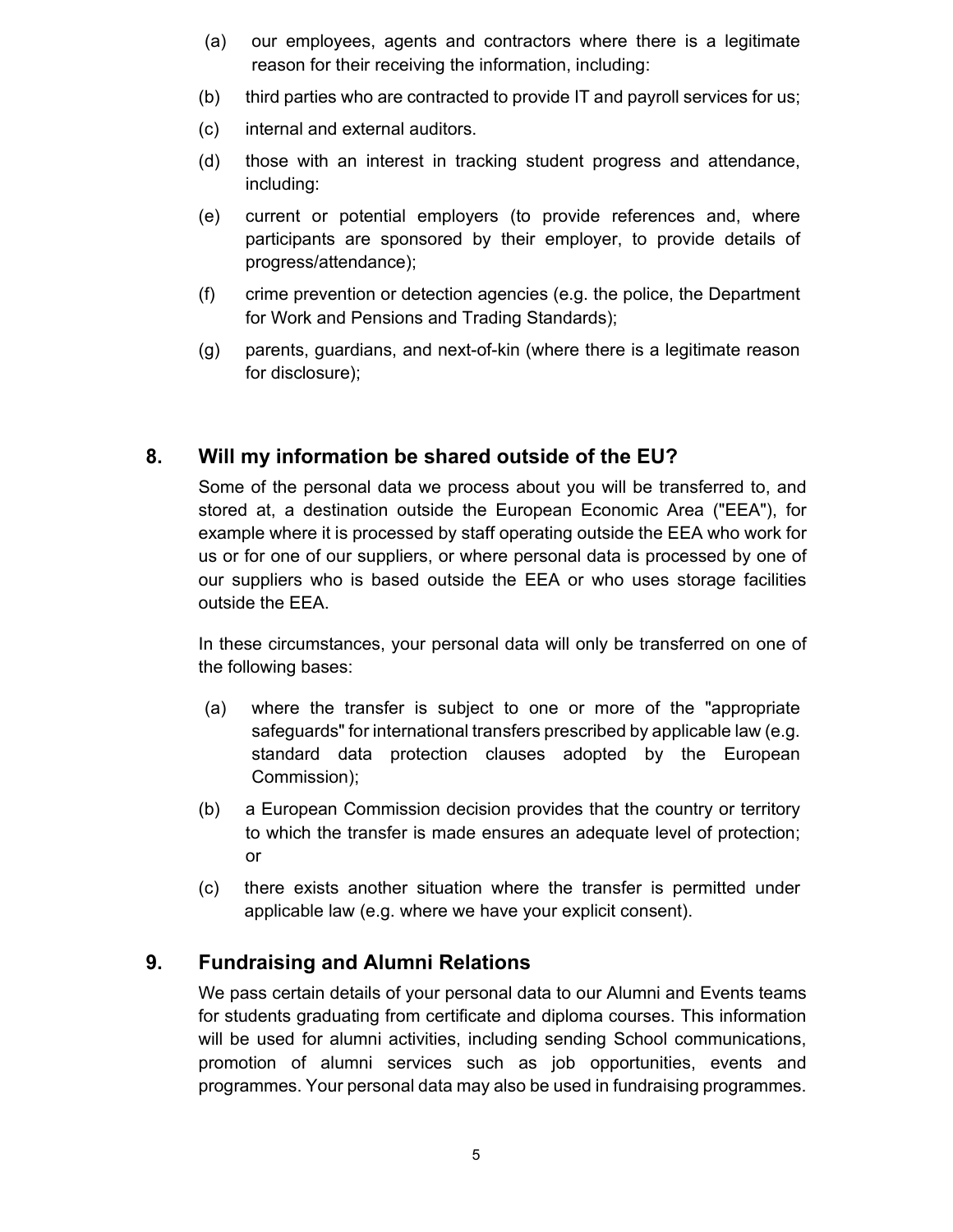(a) our employees, agents and contractors where there is a legitimate reason for their receiving the information, including:

(b) third parties who are contracted to provide IT and payroll services for us;

(c) internal and external auditors.

(d) those with an interest in tracking student progress and attendance, including:

(e) current or potential employers (to provide references and, where participants are sponsored by their employer, to provide details of progress/attendance);

(f) crime prevention or detection agencies (e.g. the police, the Department for Work and Pensions and Trading Standards);

(g) parents, guardians, and next-of-kin (where there is a legitimate reason for disclosure);

## 8. Will my information be shared outside of the EU?

Some of the personal data we process about you will be transferred to, and stored at, a destination outside the European Economic Area ("EEA"), for example where it is processed by staff operating outside the EEA who work for us or for one of our suppliers, or where personal data is processed by one of our suppliers who is based outside the EEA or who uses storage facilities outside the EEA.

In these circumstances, your personal data will only be transferred on one of the following bases:

(a) where the transfer is subject to one or more of the "appropriate safeguards" for international transfers prescribed by applicable law (e.g. standard data protection clauses adopted by the European Commission);

(b) a European Commission decision provides that the country or territory to which the transfer is made ensures an adequate level of protection; or

(c) there exists another situation where the transfer is permitted under applicable law (e.g. where we have your explicit consent).

## 9. Fundraising and Alumni Relations

We pass certain details of your personal data to our Alumni and Events teams for students graduating from certificate and diploma courses. This information will be used for alumni activities, including sending School communications, promotion of alumni services such as job opportunities, events and programmes. Your personal data may also be used in fundraising programmes.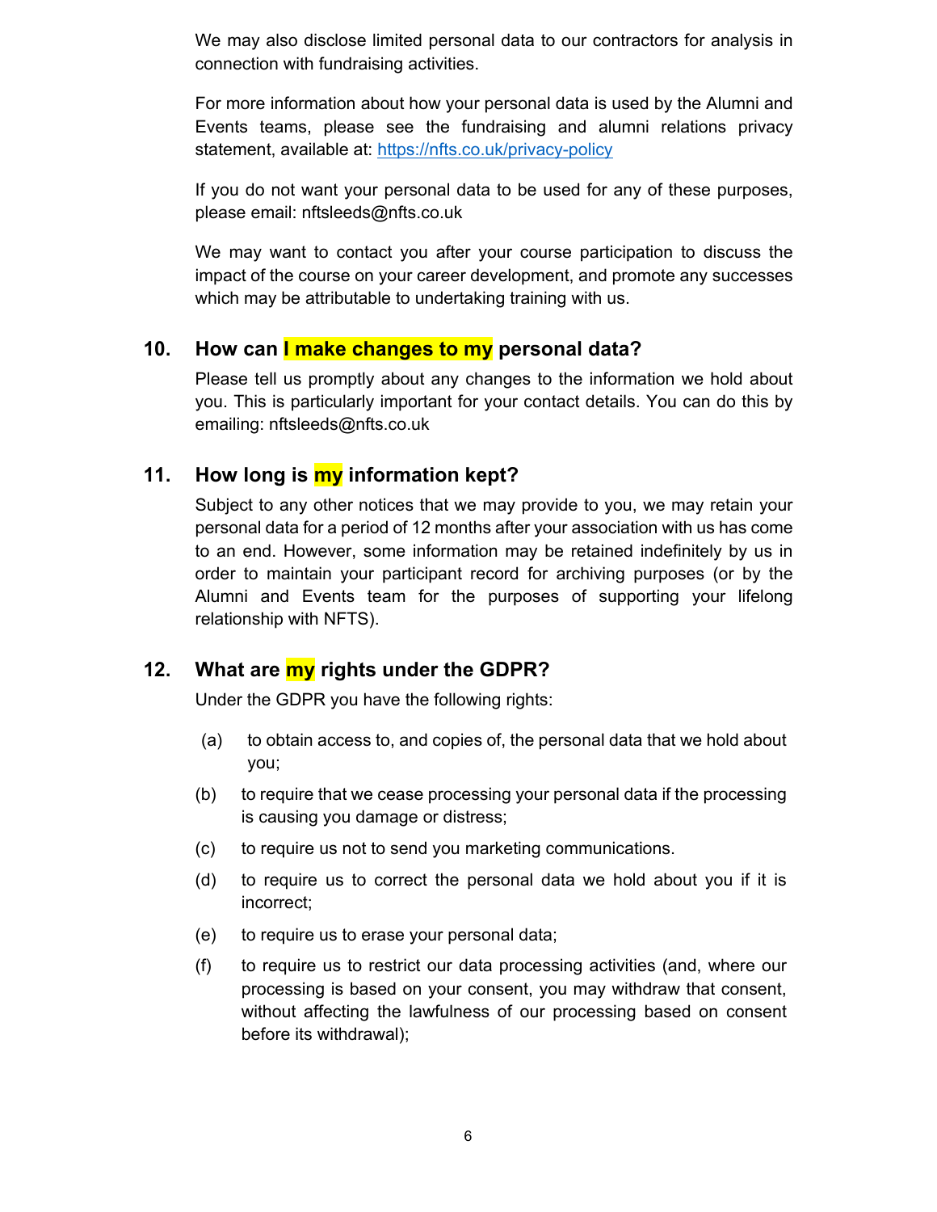We may also disclose limited personal data to our contractors for analysis in connection with fundraising activities.

For more information about how your personal data is used by the Alumni and Events teams, please see the fundraising and alumni relations privacy statement, available at: [https://nfts.co.uk/privacy-policy](https://nfts.co.uk/privacy-policy)

If you do not want your personal data to be used for any of these purposes, please email: nftsleeds@nfts.co.uk

We may want to contact you after your course participation to discuss the impact of the course on your career development, and promote any successes which may be attributable to undertaking training with us.

## 10. How can I make changes to my personal data?

Please tell us promptly about any changes to the information we hold about you. This is particularly important for your contact details. You can do this by emailing: nftsleeds@nfts.co.uk

## 11. How long is my information kept?

Subject to any other notices that we may provide to you, we may retain your personal data for a period of 12 months after your association with us has come to an end. However, some information may be retained indefinitely by us in order to maintain your participant record for archiving purposes (or by the Alumni and Events team for the purposes of supporting your lifelong relationship with NFTS).

## 12. What are my rights under the GDPR?

Under the GDPR you have the following rights:

(a) to obtain access to, and copies of, the personal data that we hold about you;

(b) to require that we cease processing your personal data if the processing is causing you damage or distress;

(c) to require us not to send you marketing communications.

(d) to require us to correct the personal data we hold about you if it is incorrect;

(e) to require us to erase your personal data;

(f) to require us to restrict our data processing activities (and, where our processing is based on your consent, you may withdraw that consent, without affecting the lawfulness of our processing based on consent before its withdrawal);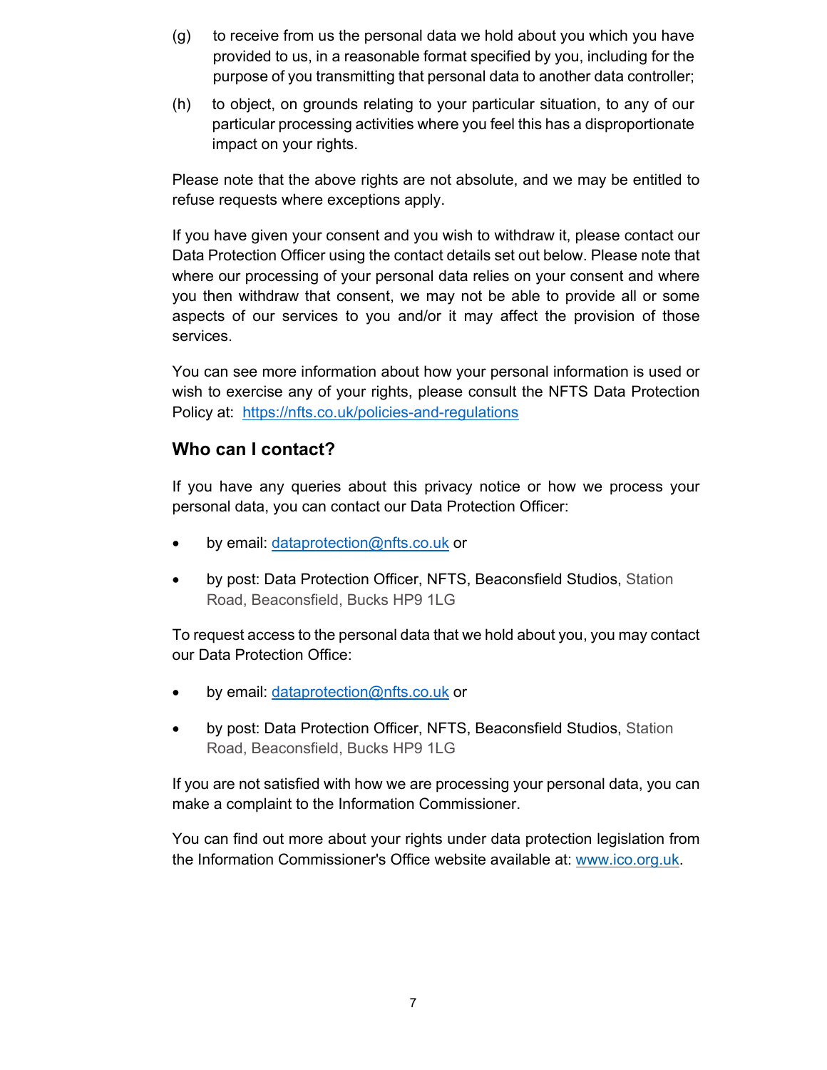(g) to receive from us the personal data we hold about you which you have provided to us, in a reasonable format specified by you, including for the purpose of you transmitting that personal data to another data controller;

(h) to object, on grounds relating to your particular situation, to any of our particular processing activities where you feel this has a disproportionate impact on your rights.

Please note that the above rights are not absolute, and we may be entitled to refuse requests where exceptions apply.

If you have given your consent and you wish to withdraw it, please contact our Data Protection Officer using the contact details set out below. Please note that where our processing of your personal data relies on your consent and where you then withdraw that consent, we may not be able to provide all or some aspects of our services to you and/or it may affect the provision of those services.

You can see more information about how your personal information is used or wish to exercise any of your rights, please consult the NFTS Data Protection Policy at: https://nfts.co.uk/policies-and-regulations

## Who can I contact?

If you have any queries about this privacy notice or how we process your personal data, you can contact our Data Protection Officer:

- by email: dataprotection@nfts.co.uk or
- by post: Data Protection Officer, NFTS, Beaconsfield Studios, Station Road, Beaconsfield, Bucks HP9 1LG

To request access to the personal data that we hold about you, you may contact our Data Protection Office:

- by email: dataprotection@nfts.co.uk or
- by post: Data Protection Officer, NFTS, Beaconsfield Studios, Station Road, Beaconsfield, Bucks HP9 1LG

If you are not satisfied with how we are processing your personal data, you can make a complaint to the Information Commissioner.

You can find out more about your rights under data protection legislation from the Information Commissioner's Office website available at: www.ico.org.uk.